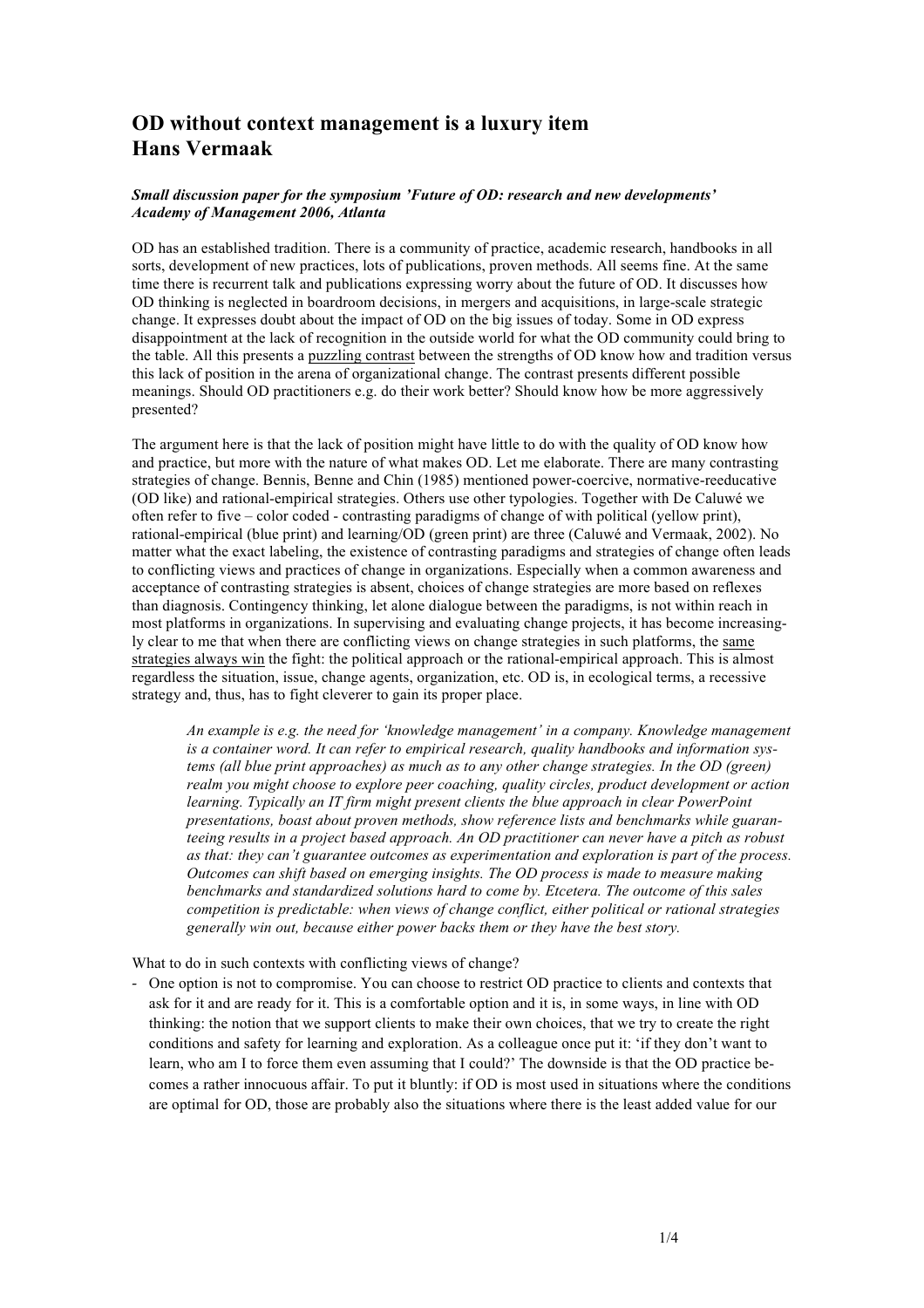# OD without context management is a luxury item
# Hans Vermaak

***Small discussion paper for the symposium 'Future of OD: research and new developments' Academy of Management 2006, Atlanta***

OD has an established tradition. There is a community of practice, academic research, handbooks in all sorts, development of new practices, lots of publications, proven methods. All seems fine. At the same time there is recurrent talk and publications expressing worry about the future of OD. It discusses how OD thinking is neglected in boardroom decisions, in mergers and acquisitions, in large-scale strategic change. It expresses doubt about the impact of OD on the big issues of today. Some in OD express disappointment at the lack of recognition in the outside world for what the OD community could bring to the table. All this presents a puzzling contrast between the strengths of OD know how and tradition versus this lack of position in the arena of organizational change. The contrast presents different possible meanings. Should OD practitioners e.g. do their work better? Should know how be more aggressively presented?

The argument here is that the lack of position might have little to do with the quality of OD know how and practice, but more with the nature of what makes OD. Let me elaborate. There are many contrasting strategies of change. Bennis, Benne and Chin (1985) mentioned power-coercive, normative-reeducative (OD like) and rational-empirical strategies. Others use other typologies. Together with De Caluwé we often refer to five – color coded - contrasting paradigms of change of with political (yellow print), rational-empirical (blue print) and learning/OD (green print) are three (Caluwé and Vermaak, 2002). No matter what the exact labeling, the existence of contrasting paradigms and strategies of change often leads to conflicting views and practices of change in organizations. Especially when a common awareness and acceptance of contrasting strategies is absent, choices of change strategies are more based on reflexes than diagnosis. Contingency thinking, let alone dialogue between the paradigms, is not within reach in most platforms in organizations. In supervising and evaluating change projects, it has become increasingly clear to me that when there are conflicting views on change strategies in such platforms, the same strategies always win the fight: the political approach or the rational-empirical approach. This is almost regardless the situation, issue, change agents, organization, etc. OD is, in ecological terms, a recessive strategy and, thus, has to fight cleverer to gain its proper place.

> *An example is e.g. the need for 'knowledge management' in a company. Knowledge management is a container word. It can refer to empirical research, quality handbooks and information systems (all blue print approaches) as much as to any other change strategies. In the OD (green) realm you might choose to explore peer coaching, quality circles, product development or action learning. Typically an IT firm might present clients the blue approach in clear PowerPoint presentations, boast about proven methods, show reference lists and benchmarks while guaranteeing results in a project based approach. An OD practitioner can never have a pitch as robust as that: they can't guarantee outcomes as experimentation and exploration is part of the process. Outcomes can shift based on emerging insights. The OD process is made to measure making benchmarks and standardized solutions hard to come by. Etcetera. The outcome of this sales competition is predictable: when views of change conflict, either political or rational strategies generally win out, because either power backs them or they have the best story.*

What to do in such contexts with conflicting views of change?

- One option is not to compromise. You can choose to restrict OD practice to clients and contexts that ask for it and are ready for it. This is a comfortable option and it is, in some ways, in line with OD thinking: the notion that we support clients to make their own choices, that we try to create the right conditions and safety for learning and exploration. As a colleague once put it: 'if they don't want to learn, who am I to force them even assuming that I could?' The downside is that the OD practice becomes a rather innocuous affair. To put it bluntly: if OD is most used in situations where the conditions are optimal for OD, those are probably also the situations where there is the least added value for our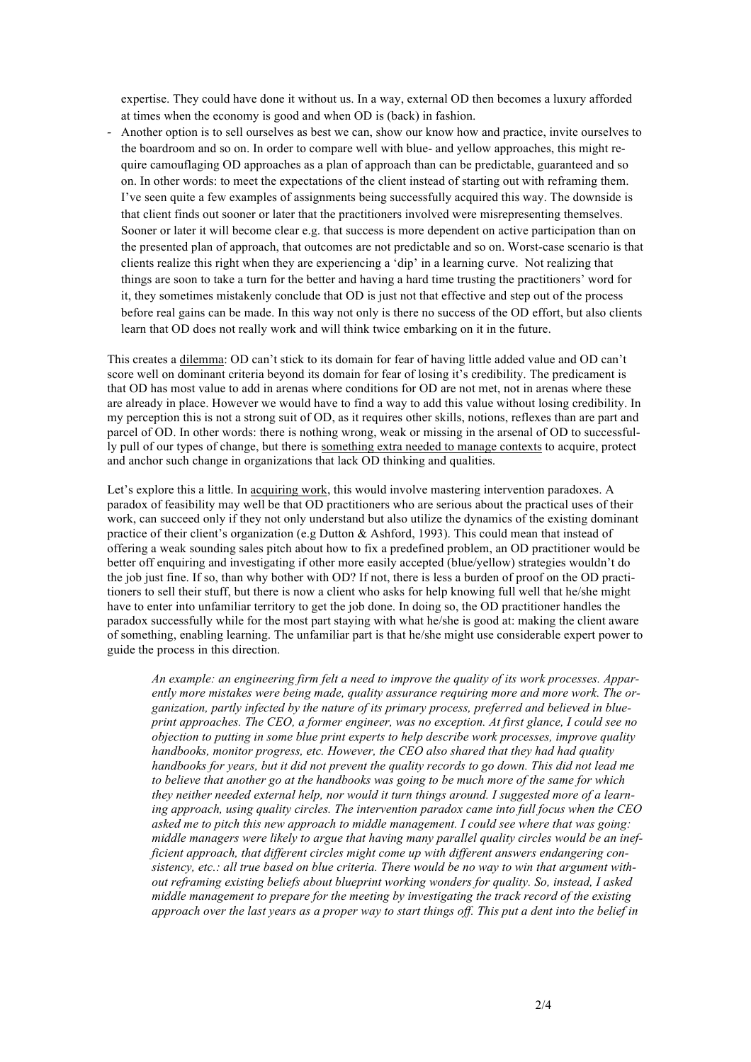expertise. They could have done it without us. In a way, external OD then becomes a luxury afforded at times when the economy is good and when OD is (back) in fashion.

- Another option is to sell ourselves as best we can, show our know how and practice, invite ourselves to the boardroom and so on. In order to compare well with blue- and yellow approaches, this might require camouflaging OD approaches as a plan of approach than can be predictable, guaranteed and so on. In other words: to meet the expectations of the client instead of starting out with reframing them. I've seen quite a few examples of assignments being successfully acquired this way. The downside is that client finds out sooner or later that the practitioners involved were misrepresenting themselves. Sooner or later it will become clear e.g. that success is more dependent on active participation than on the presented plan of approach, that outcomes are not predictable and so on. Worst-case scenario is that clients realize this right when they are experiencing a 'dip' in a learning curve. Not realizing that things are soon to take a turn for the better and having a hard time trusting the practitioners' word for it, they sometimes mistakenly conclude that OD is just not that effective and step out of the process before real gains can be made. In this way not only is there no success of the OD effort, but also clients learn that OD does not really work and will think twice embarking on it in the future.

This creates a <u>dilemma</u>: OD can't stick to its domain for fear of having little added value and OD can't score well on dominant criteria beyond its domain for fear of losing it's credibility. The predicament is that OD has most value to add in arenas where conditions for OD are not met, not in arenas where these are already in place. However we would have to find a way to add this value without losing credibility. In my perception this is not a strong suit of OD, as it requires other skills, notions, reflexes than are part and parcel of OD. In other words: there is nothing wrong, weak or missing in the arsenal of OD to successfully pull of our types of change, but there is <u>something extra needed to manage contexts</u> to acquire, protect and anchor such change in organizations that lack OD thinking and qualities.

Let's explore this a little. In <u>acquiring work</u>, this would involve mastering intervention paradoxes. A paradox of feasibility may well be that OD practitioners who are serious about the practical uses of their work, can succeed only if they not only understand but also utilize the dynamics of the existing dominant practice of their client's organization (e.g Dutton & Ashford, 1993). This could mean that instead of offering a weak sounding sales pitch about how to fix a predefined problem, an OD practitioner would be better off enquiring and investigating if other more easily accepted (blue/yellow) strategies wouldn't do the job just fine. If so, than why bother with OD? If not, there is less a burden of proof on the OD practitioners to sell their stuff, but there is now a client who asks for help knowing full well that he/she might have to enter into unfamiliar territory to get the job done. In doing so, the OD practitioner handles the paradox successfully while for the most part staying with what he/she is good at: making the client aware of something, enabling learning. The unfamiliar part is that he/she might use considerable expert power to guide the process in this direction.

> *An example: an engineering firm felt a need to improve the quality of its work processes. Apparently more mistakes were being made, quality assurance requiring more and more work. The organization, partly infected by the nature of its primary process, preferred and believed in blueprint approaches. The CEO, a former engineer, was no exception. At first glance, I could see no objection to putting in some blue print experts to help describe work processes, improve quality handbooks, monitor progress, etc. However, the CEO also shared that they had had quality handbooks for years, but it did not prevent the quality records to go down. This did not lead me to believe that another go at the handbooks was going to be much more of the same for which they neither needed external help, nor would it turn things around. I suggested more of a learning approach, using quality circles. The intervention paradox came into full focus when the CEO asked me to pitch this new approach to middle management. I could see where that was going: middle managers were likely to argue that having many parallel quality circles would be an inefficient approach, that different circles might come up with different answers endangering consistency, etc.: all true based on blue criteria. There would be no way to win that argument without reframing existing beliefs about blueprint working wonders for quality. So, instead, I asked middle management to prepare for the meeting by investigating the track record of the existing approach over the last years as a proper way to start things off. This put a dent into the belief in*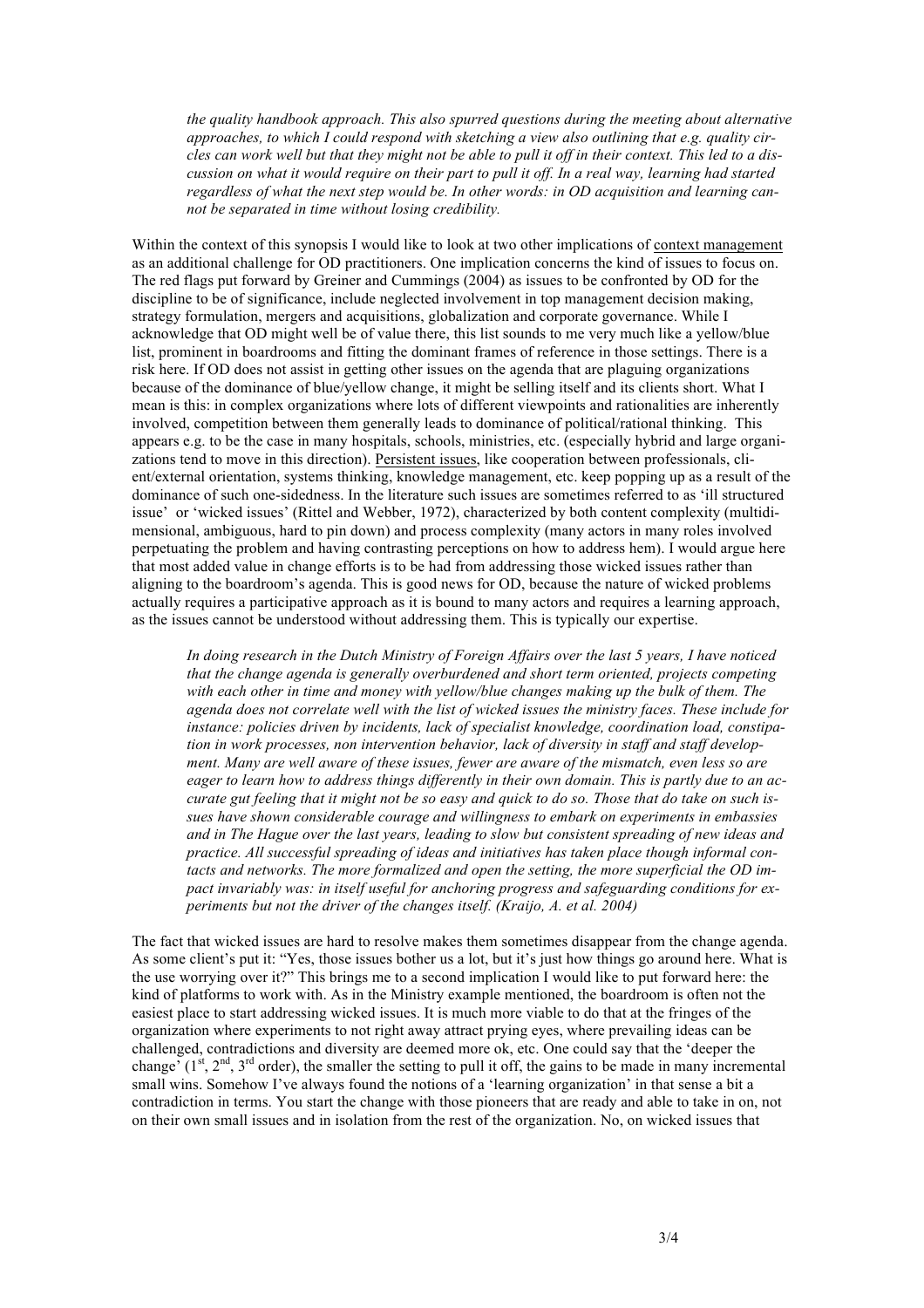*the quality handbook approach. This also spurred questions during the meeting about alternative approaches, to which I could respond with sketching a view also outlining that e.g. quality circles can work well but that they might not be able to pull it off in their context. This led to a discussion on what it would require on their part to pull it off. In a real way, learning had started regardless of what the next step would be. In other words: in OD acquisition and learning cannot be separated in time without losing credibility.*

Within the context of this synopsis I would like to look at two other implications of context management as an additional challenge for OD practitioners. One implication concerns the kind of issues to focus on. The red flags put forward by Greiner and Cummings (2004) as issues to be confronted by OD for the discipline to be of significance, include neglected involvement in top management decision making, strategy formulation, mergers and acquisitions, globalization and corporate governance. While I acknowledge that OD might well be of value there, this list sounds to me very much like a yellow/blue list, prominent in boardrooms and fitting the dominant frames of reference in those settings. There is a risk here. If OD does not assist in getting other issues on the agenda that are plaguing organizations because of the dominance of blue/yellow change, it might be selling itself and its clients short. What I mean is this: in complex organizations where lots of different viewpoints and rationalities are inherently involved, competition between them generally leads to dominance of political/rational thinking. This appears e.g. to be the case in many hospitals, schools, ministries, etc. (especially hybrid and large organizations tend to move in this direction). Persistent issues, like cooperation between professionals, client/external orientation, systems thinking, knowledge management, etc. keep popping up as a result of the dominance of such one-sidedness. In the literature such issues are sometimes referred to as 'ill structured issue' or 'wicked issues' (Rittel and Webber, 1972), characterized by both content complexity (multidimensional, ambiguous, hard to pin down) and process complexity (many actors in many roles involved perpetuating the problem and having contrasting perceptions on how to address hem). I would argue here that most added value in change efforts is to be had from addressing those wicked issues rather than aligning to the boardroom's agenda. This is good news for OD, because the nature of wicked problems actually requires a participative approach as it is bound to many actors and requires a learning approach, as the issues cannot be understood without addressing them. This is typically our expertise.

*In doing research in the Dutch Ministry of Foreign Affairs over the last 5 years, I have noticed that the change agenda is generally overburdened and short term oriented, projects competing with each other in time and money with yellow/blue changes making up the bulk of them. The agenda does not correlate well with the list of wicked issues the ministry faces. These include for instance: policies driven by incidents, lack of specialist knowledge, coordination load, constipation in work processes, non intervention behavior, lack of diversity in staff and staff development. Many are well aware of these issues, fewer are aware of the mismatch, even less so are eager to learn how to address things differently in their own domain. This is partly due to an accurate gut feeling that it might not be so easy and quick to do so. Those that do take on such issues have shown considerable courage and willingness to embark on experiments in embassies and in The Hague over the last years, leading to slow but consistent spreading of new ideas and practice. All successful spreading of ideas and initiatives has taken place though informal contacts and networks. The more formalized and open the setting, the more superficial the OD impact invariably was: in itself useful for anchoring progress and safeguarding conditions for experiments but not the driver of the changes itself. (Kraijo, A. et al. 2004)*

The fact that wicked issues are hard to resolve makes them sometimes disappear from the change agenda. As some client's put it: "Yes, those issues bother us a lot, but it's just how things go around here. What is the use worrying over it?" This brings me to a second implication I would like to put forward here: the kind of platforms to work with. As in the Ministry example mentioned, the boardroom is often not the easiest place to start addressing wicked issues. It is much more viable to do that at the fringes of the organization where experiments to not right away attract prying eyes, where prevailing ideas can be challenged, contradictions and diversity are deemed more ok, etc. One could say that the 'deeper the change' (1st, 2nd, 3rd order), the smaller the setting to pull it off, the gains to be made in many incremental small wins. Somehow I've always found the notions of a 'learning organization' in that sense a bit a contradiction in terms. You start the change with those pioneers that are ready and able to take in on, not on their own small issues and in isolation from the rest of the organization. No, on wicked issues that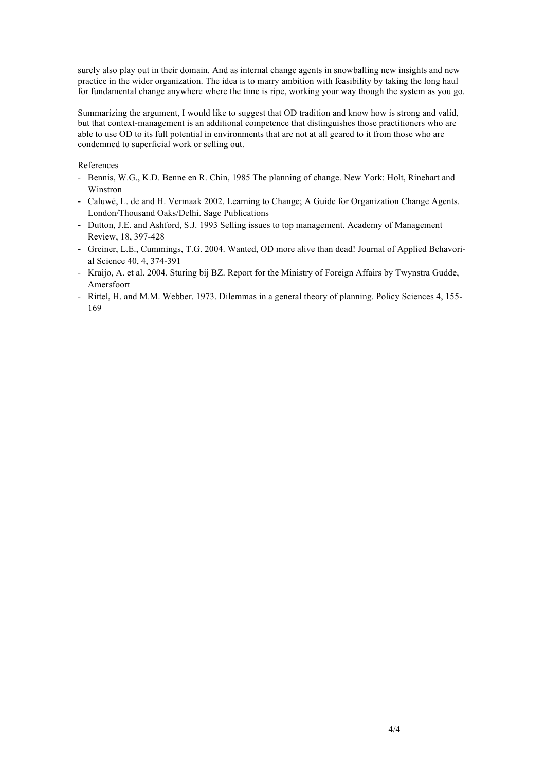surely also play out in their domain. And as internal change agents in snowballing new insights and new practice in the wider organization. The idea is to marry ambition with feasibility by taking the long haul for fundamental change anywhere where the time is ripe, working your way though the system as you go.

Summarizing the argument, I would like to suggest that OD tradition and know how is strong and valid, but that context-management is an additional competence that distinguishes those practitioners who are able to use OD to its full potential in environments that are not at all geared to it from those who are condemned to superficial work or selling out.

References

- Bennis, W.G., K.D. Benne en R. Chin, 1985 The planning of change. New York: Holt, Rinehart and Winstron
- Caluwé, L. de and H. Vermaak 2002. Learning to Change; A Guide for Organization Change Agents. London/Thousand Oaks/Delhi. Sage Publications
- Dutton, J.E. and Ashford, S.J. 1993 Selling issues to top management. Academy of Management Review, 18, 397-428
- Greiner, L.E., Cummings, T.G. 2004. Wanted, OD more alive than dead! Journal of Applied Behavioral Science 40, 4, 374-391
- Kraijo, A. et al. 2004. Sturing bij BZ. Report for the Ministry of Foreign Affairs by Twynstra Gudde, Amersfoort
- Rittel, H. and M.M. Webber. 1973. Dilemmas in a general theory of planning. Policy Sciences 4, 155-169